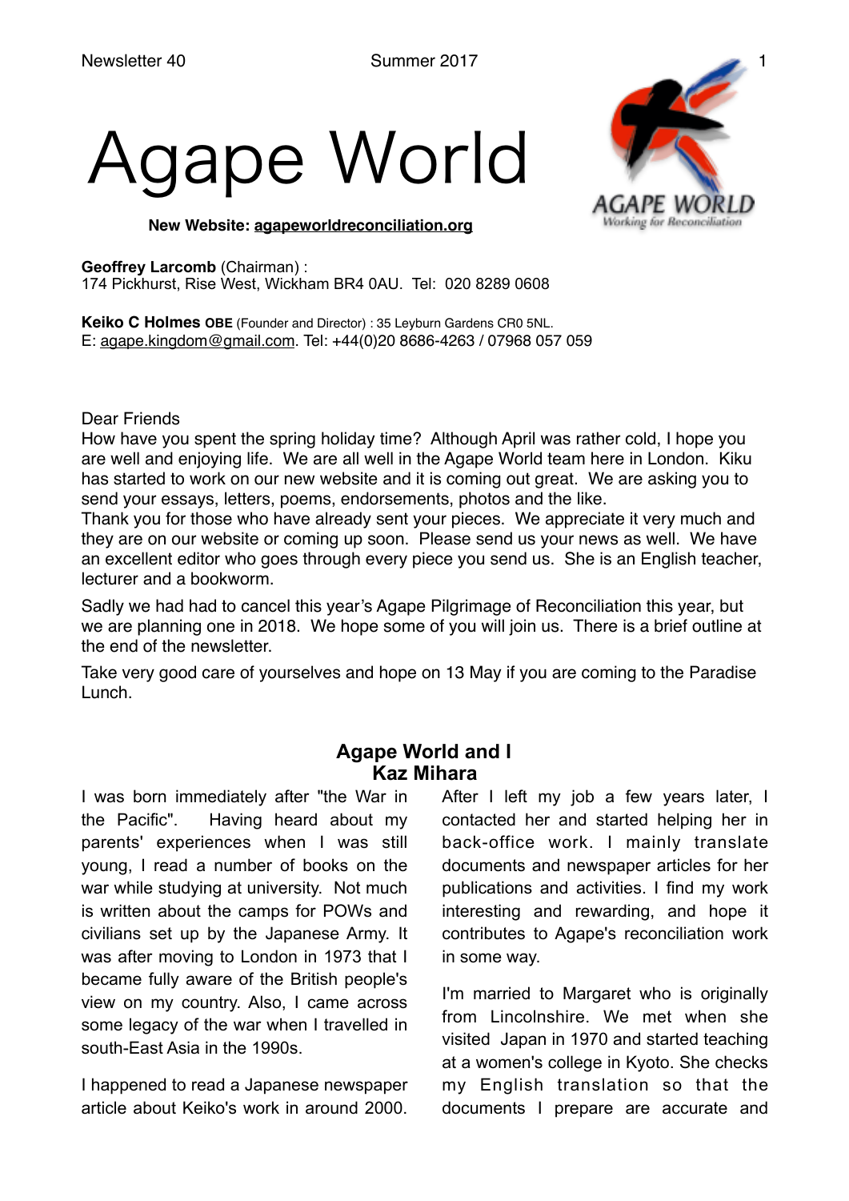# Agape World

**New Website: agapeworldreconciliation.org**

**Geoffrey Larcomb** (Chairman) :
174 Pickhurst, Rise West, Wickham BR4 0AU. Tel: 020 8289 0608

**Keiko C Holmes OBE** (Founder and Director) : 35 Leyburn Gardens CR0 5NL.
E: agape.kingdom@gmail.com. Tel: +44(0)20 8686-4263 / 07968 057 059

Dear Friends
How have you spent the spring holiday time? Although April was rather cold, I hope you are well and enjoying life. We are all well in the Agape World team here in London. Kiku has started to work on our new website and it is coming out great. We are asking you to send your essays, letters, poems, endorsements, photos and the like.
Thank you for those who have already sent your pieces. We appreciate it very much and they are on our website or coming up soon. Please send us your news as well. We have an excellent editor who goes through every piece you send us. She is an English teacher, lecturer and a bookworm.

Sadly we had had to cancel this year's Agape Pilgrimage of Reconciliation this year, but we are planning one in 2018. We hope some of you will join us. There is a brief outline at the end of the newsletter.

Take very good care of yourselves and hope on 13 May if you are coming to the Paradise Lunch.

## Agape World and I
## Kaz Mihara

I was born immediately after "the War in the Pacific". Having heard about my parents' experiences when I was still young, I read a number of books on the war while studying at university. Not much is written about the camps for POWs and civilians set up by the Japanese Army. It was after moving to London in 1973 that I became fully aware of the British people's view on my country. Also, I came across some legacy of the war when I travelled in south-East Asia in the 1990s.

I happened to read a Japanese newspaper article about Keiko's work in around 2000. After I left my job a few years later, I contacted her and started helping her in back-office work. I mainly translate documents and newspaper articles for her publications and activities. I find my work interesting and rewarding, and hope it contributes to Agape's reconciliation work in some way.

I'm married to Margaret who is originally from Lincolnshire. We met when she visited Japan in 1970 and started teaching at a women's college in Kyoto. She checks my English translation so that the documents I prepare are accurate and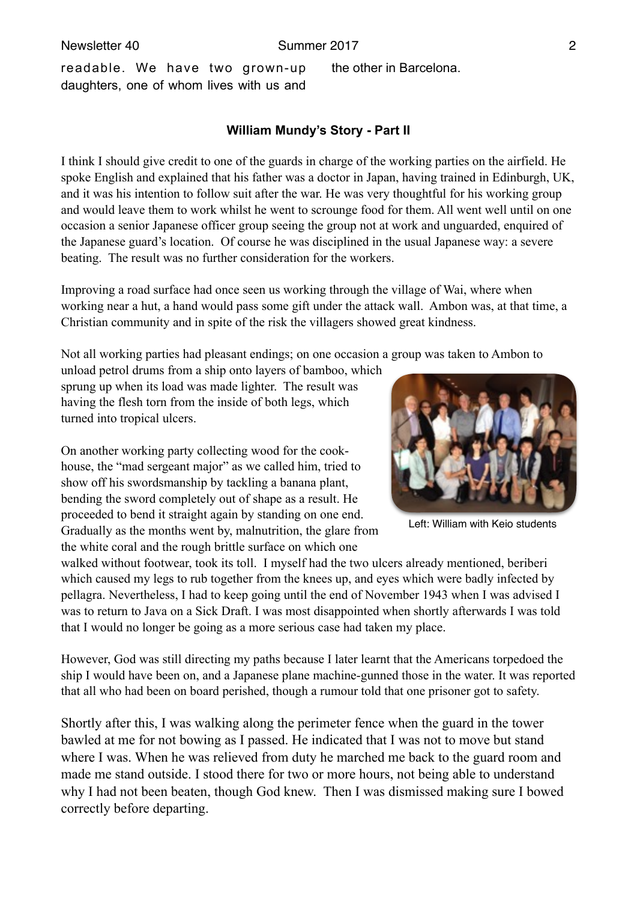readable. We have two grown-up daughters, one of whom lives with us and the other in Barcelona.

### William Mundy's Story - Part II

I think I should give credit to one of the guards in charge of the working parties on the airfield. He spoke English and explained that his father was a doctor in Japan, having trained in Edinburgh, UK, and it was his intention to follow suit after the war. He was very thoughtful for his working group and would leave them to work whilst he went to scrounge food for them. All went well until on one occasion a senior Japanese officer group seeing the group not at work and unguarded, enquired of the Japanese guard's location. Of course he was disciplined in the usual Japanese way: a severe beating. The result was no further consideration for the workers.

Improving a road surface had once seen us working through the village of Wai, where when working near a hut, a hand would pass some gift under the attack wall. Ambon was, at that time, a Christian community and in spite of the risk the villagers showed great kindness.

Not all working parties had pleasant endings; on one occasion a group was taken to Ambon to unload petrol drums from a ship onto layers of bamboo, which sprung up when its load was made lighter. The result was having the flesh torn from the inside of both legs, which turned into tropical ulcers.

On another working party collecting wood for the cook-house, the "mad sergeant major" as we called him, tried to show off his swordsmanship by tackling a banana plant, bending the sword completely out of shape as a result. He proceeded to bend it straight again by standing on one end. Gradually as the months went by, malnutrition, the glare from the white coral and the rough brittle surface on which one walked without footwear, took its toll. I myself had the two ulcers already mentioned, beriberi which caused my legs to rub together from the knees up, and eyes which were badly infected by pellagra. Nevertheless, I had to keep going until the end of November 1943 when I was advised I was to return to Java on a Sick Draft. I was most disappointed when shortly afterwards I was told that I would no longer be going as a more serious case had taken my place.

Left: William with Keio students

However, God was still directing my paths because I later learnt that the Americans torpedoed the ship I would have been on, and a Japanese plane machine-gunned those in the water. It was reported that all who had been on board perished, though a rumour told that one prisoner got to safety.

Shortly after this, I was walking along the perimeter fence when the guard in the tower bawled at me for not bowing as I passed. He indicated that I was not to move but stand where I was. When he was relieved from duty he marched me back to the guard room and made me stand outside. I stood there for two or more hours, not being able to understand why I had not been beaten, though God knew. Then I was dismissed making sure I bowed correctly before departing.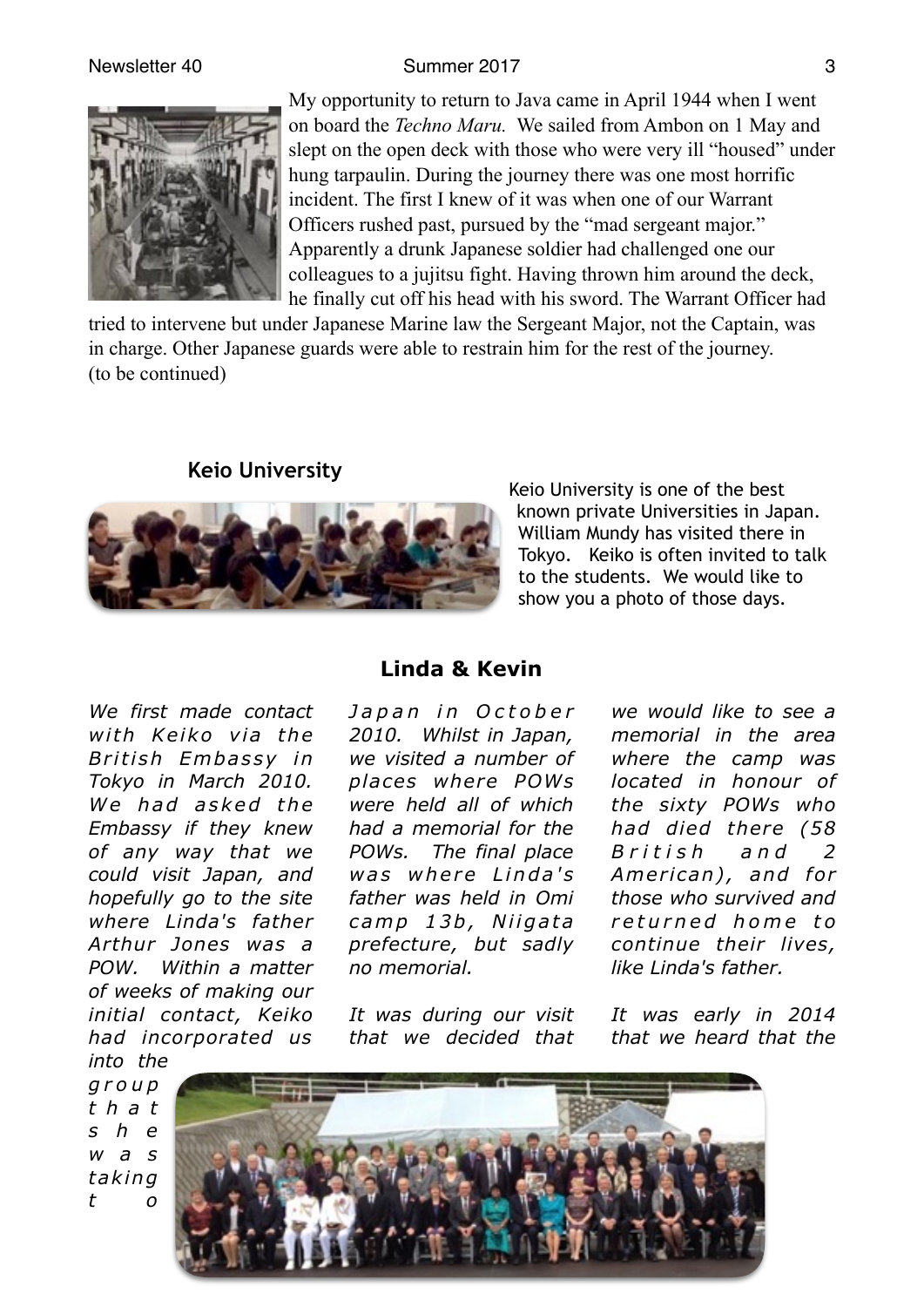My opportunity to return to Java came in April 1944 when I went on board the *Techno Maru.* We sailed from Ambon on 1 May and slept on the open deck with those who were very ill "housed" under hung tarpaulin. During the journey there was one most horrific incident. The first I knew of it was when one of our Warrant Officers rushed past, pursued by the "mad sergeant major." Apparently a drunk Japanese soldier had challenged one our colleagues to a jujitsu fight. Having thrown him around the deck, he finally cut off his head with his sword. The Warrant Officer had tried to intervene but under Japanese Marine law the Sergeant Major, not the Captain, was in charge. Other Japanese guards were able to restrain him for the rest of the journey.
(to be continued)

### Keio University

Keio University is one of the best known private Universities in Japan. William Mundy has visited there in Tokyo. Keiko is often invited to talk to the students. We would like to show you a photo of those days.

### Linda & Kevin

*We first made contact with Keiko via the British Embassy in Tokyo in March 2010. We had asked the Embassy if they knew of any way that we could visit Japan, and hopefully go to the site where Linda's father Arthur Jones was a POW. Within a matter of weeks of making our initial contact, Keiko had incorporated us into the group that she was taking to Japan in October 2010. Whilst in Japan, we visited a number of places where POWs were held all of which had a memorial for the POWs. The final place was where Linda's father was held in Omi camp 13b, Niigata prefecture, but sadly no memorial.*

*It was during our visit that we decided that we would like to see a memorial in the area where the camp was located in honour of the sixty POWs who had died there (58 British and 2 American), and for those who survived and returned home to continue their lives, like Linda's father.*

*It was early in 2014 that we heard that the*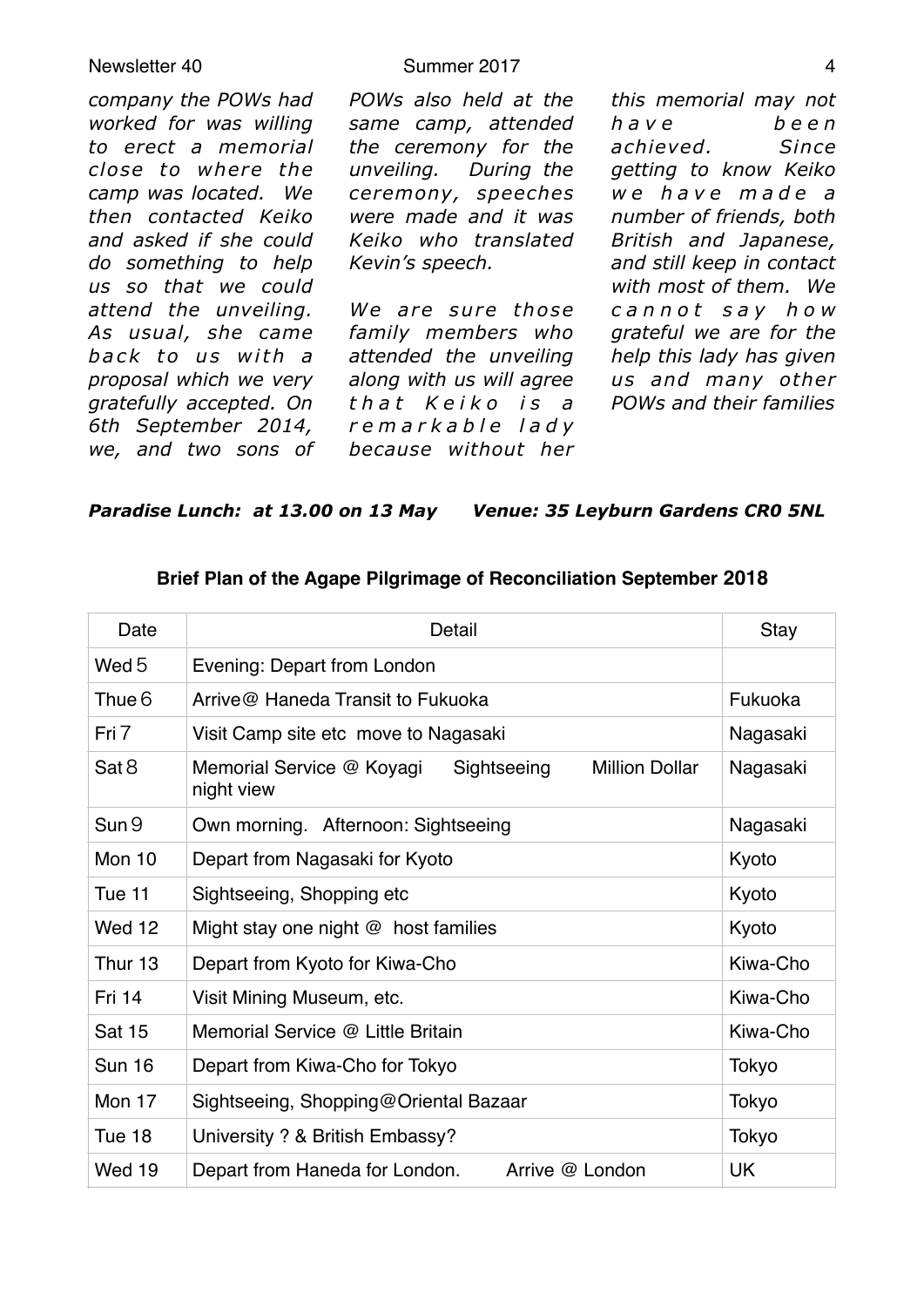*company the POWs had worked for was willing to erect a memorial close to where the camp was located. We then contacted Keiko and asked if she could do something to help us so that we could attend the unveiling. As usual, she came back to us with a proposal which we very gratefully accepted. On 6th September 2014, we, and two sons of POWs also held at the same camp, attended the ceremony for the unveiling. During the ceremony, speeches were made and it was Keiko who translated Kevin's speech.*

*We are sure those family members who attended the unveiling along with us will agree that Keiko is a remarkable lady because without her this memorial may not have been achieved. Since getting to know Keiko we have made a number of friends, both British and Japanese, and still keep in contact with most of them. We cannot say how grateful we are for the help this lady has given us and many other POWs and their families*

***Paradise Lunch: at 13.00 on 13 May     Venue: 35 Leyburn Gardens CR0 5NL***

**Brief Plan of the Agape Pilgrimage of Reconciliation September 2018**

| Date | Detail | Stay |
|---|---|---|
| Wed 5 | Evening: Depart from London | |
| Thue 6 | Arrive@ Haneda Transit to Fukuoka | Fukuoka |
| Fri 7 | Visit Camp site etc move to Nagasaki | Nagasaki |
| Sat 8 | Memorial Service @ Koyagi Sightseeing Million Dollar night view | Nagasaki |
| Sun 9 | Own morning. Afternoon: Sightseeing | Nagasaki |
| Mon 10 | Depart from Nagasaki for Kyoto | Kyoto |
| Tue 11 | Sightseeing, Shopping etc | Kyoto |
| Wed 12 | Might stay one night @ host families | Kyoto |
| Thur 13 | Depart from Kyoto for Kiwa-Cho | Kiwa-Cho |
| Fri 14 | Visit Mining Museum, etc. | Kiwa-Cho |
| Sat 15 | Memorial Service @ Little Britain | Kiwa-Cho |
| Sun 16 | Depart from Kiwa-Cho for Tokyo | Tokyo |
| Mon 17 | Sightseeing, Shopping@Oriental Bazaar | Tokyo |
| Tue 18 | University ? & British Embassy? | Tokyo |
| Wed 19 | Depart from Haneda for London. Arrive @ London | UK |